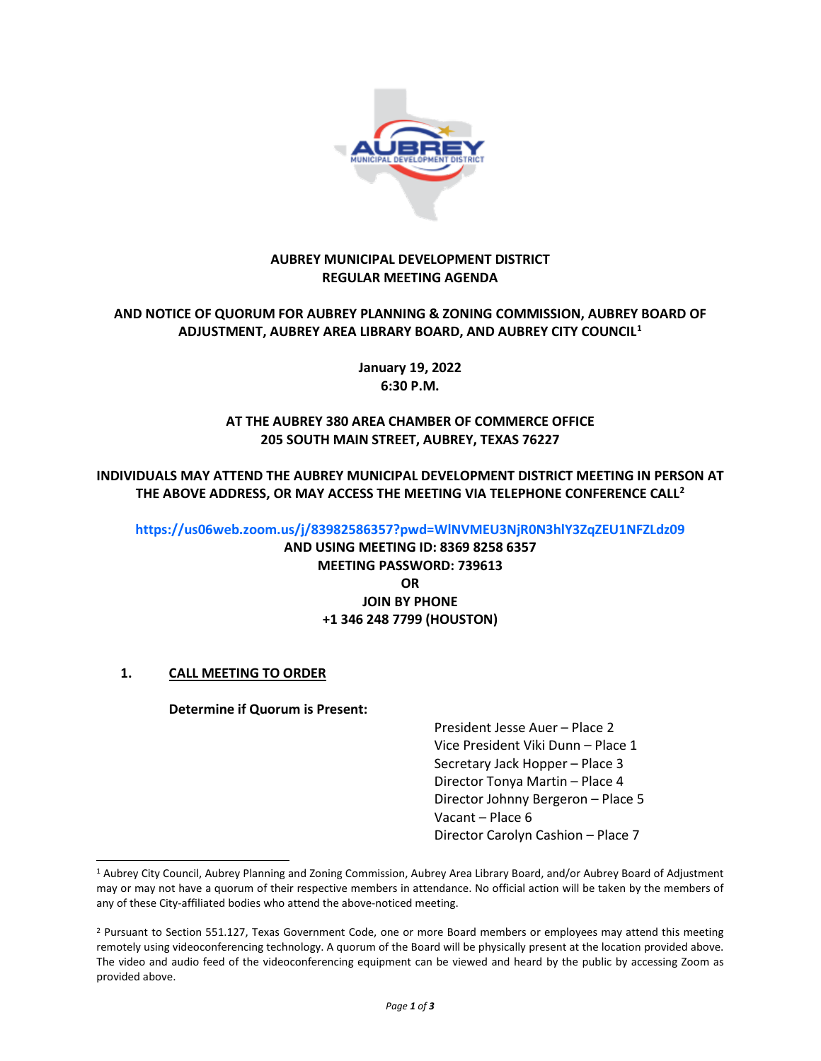# AUBREY MUNICIPAL DEVELOPMENT DISTRICT
# REGULAR MEETING AGENDA

**AND NOTICE OF QUORUM FOR AUBREY PLANNING & ZONING COMMISSION, AUBREY BOARD OF ADJUSTMENT, AUBREY AREA LIBRARY BOARD, AND AUBREY CITY COUNCIL[1]**

**January 19, 2022**
**6:30 P.M.**

**AT THE AUBREY 380 AREA CHAMBER OF COMMERCE OFFICE**
**205 SOUTH MAIN STREET, AUBREY, TEXAS 76227**

**INDIVIDUALS MAY ATTEND THE AUBREY MUNICIPAL DEVELOPMENT DISTRICT MEETING IN PERSON AT THE ABOVE ADDRESS, OR MAY ACCESS THE MEETING VIA TELEPHONE CONFERENCE CALL[2]**

**https://us06web.zoom.us/j/83982586357?pwd=WlNVMEU3NjR0N3hlY3ZqZEU1NFZLdz09**
**AND USING MEETING ID: 8369 8258 6357**
**MEETING PASSWORD: 739613**
**OR**
**JOIN BY PHONE**
**+1 346 248 7799 (HOUSTON)**

## 1. CALL MEETING TO ORDER

**Determine if Quorum is Present:**

President Jesse Auer – Place 2
Vice President Viki Dunn – Place 1
Secretary Jack Hopper – Place 3
Director Tonya Martin – Place 4
Director Johnny Bergeron – Place 5
Vacant – Place 6
Director Carolyn Cashion – Place 7

---

[1] Aubrey City Council, Aubrey Planning and Zoning Commission, Aubrey Area Library Board, and/or Aubrey Board of Adjustment may or may not have a quorum of their respective members in attendance. No official action will be taken by the members of any of these City-affiliated bodies who attend the above-noticed meeting.

[2] Pursuant to Section 551.127, Texas Government Code, one or more Board members or employees may attend this meeting remotely using videoconferencing technology. A quorum of the Board will be physically present at the location provided above. The video and audio feed of the videoconferencing equipment can be viewed and heard by the public by accessing Zoom as provided above.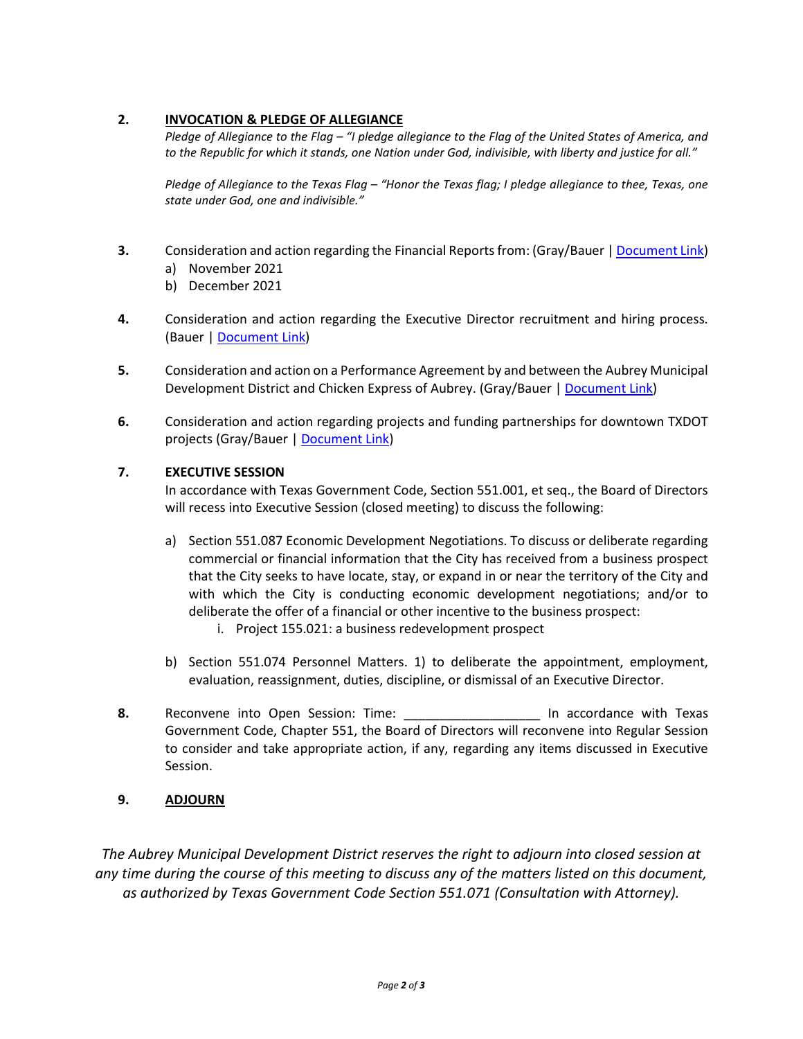2. **INVOCATION & PLEDGE OF ALLEGIANCE**

   *Pledge of Allegiance to the Flag – "I pledge allegiance to the Flag of the United States of America, and to the Republic for which it stands, one Nation under God, indivisible, with liberty and justice for all."*

   *Pledge of Allegiance to the Texas Flag – "Honor the Texas flag; I pledge allegiance to thee, Texas, one state under God, one and indivisible."*

3. Consideration and action regarding the Financial Reports from: (Gray/Bauer | Document Link)
   a) November 2021
   b) December 2021

4. Consideration and action regarding the Executive Director recruitment and hiring process. (Bauer | Document Link)

5. Consideration and action on a Performance Agreement by and between the Aubrey Municipal Development District and Chicken Express of Aubrey. (Gray/Bauer | Document Link)

6. Consideration and action regarding projects and funding partnerships for downtown TXDOT projects (Gray/Bauer | Document Link)

7. **EXECUTIVE SESSION**

   In accordance with Texas Government Code, Section 551.001, et seq., the Board of Directors will recess into Executive Session (closed meeting) to discuss the following:

   a) Section 551.087 Economic Development Negotiations. To discuss or deliberate regarding commercial or financial information that the City has received from a business prospect that the City seeks to have locate, stay, or expand in or near the territory of the City and with which the City is conducting economic development negotiations; and/or to deliberate the offer of a financial or other incentive to the business prospect:
      i. Project 155.021: a business redevelopment prospect

   b) Section 551.074 Personnel Matters. 1) to deliberate the appointment, employment, evaluation, reassignment, duties, discipline, or dismissal of an Executive Director.

8. Reconvene into Open Session: Time: ___________________ In accordance with Texas Government Code, Chapter 551, the Board of Directors will reconvene into Regular Session to consider and take appropriate action, if any, regarding any items discussed in Executive Session.

9. **ADJOURN**

*The Aubrey Municipal Development District reserves the right to adjourn into closed session at any time during the course of this meeting to discuss any of the matters listed on this document, as authorized by Texas Government Code Section 551.071 (Consultation with Attorney).*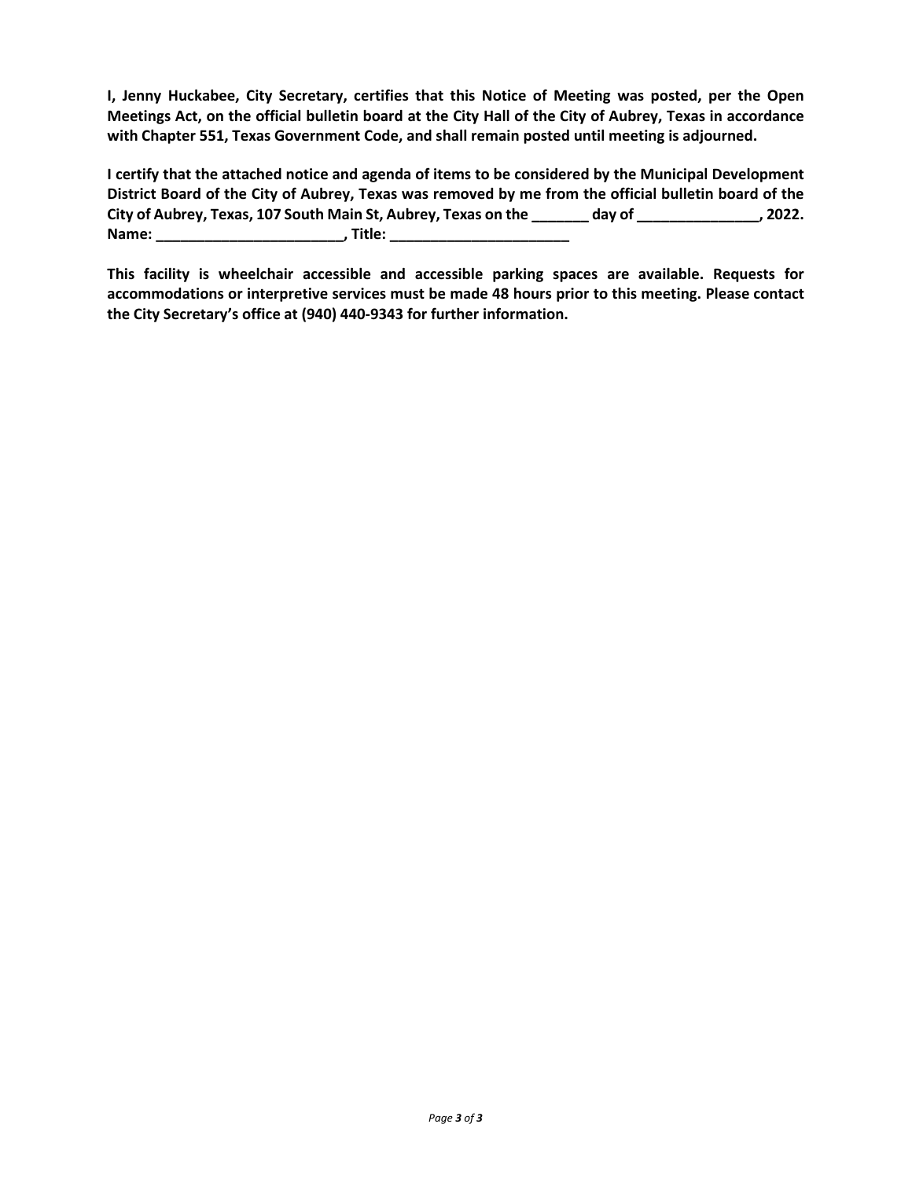**I, Jenny Huckabee, City Secretary, certifies that this Notice of Meeting was posted, per the Open Meetings Act, on the official bulletin board at the City Hall of the City of Aubrey, Texas in accordance with Chapter 551, Texas Government Code, and shall remain posted until meeting is adjourned.**

**I certify that the attached notice and agenda of items to be considered by the Municipal Development District Board of the City of Aubrey, Texas was removed by me from the official bulletin board of the City of Aubrey, Texas, 107 South Main St, Aubrey, Texas on the _______ day of _______________, 2022.**
**Name: _______________________, Title: ______________________**

**This facility is wheelchair accessible and accessible parking spaces are available. Requests for accommodations or interpretive services must be made 48 hours prior to this meeting. Please contact the City Secretary's office at (940) 440-9343 for further information.**